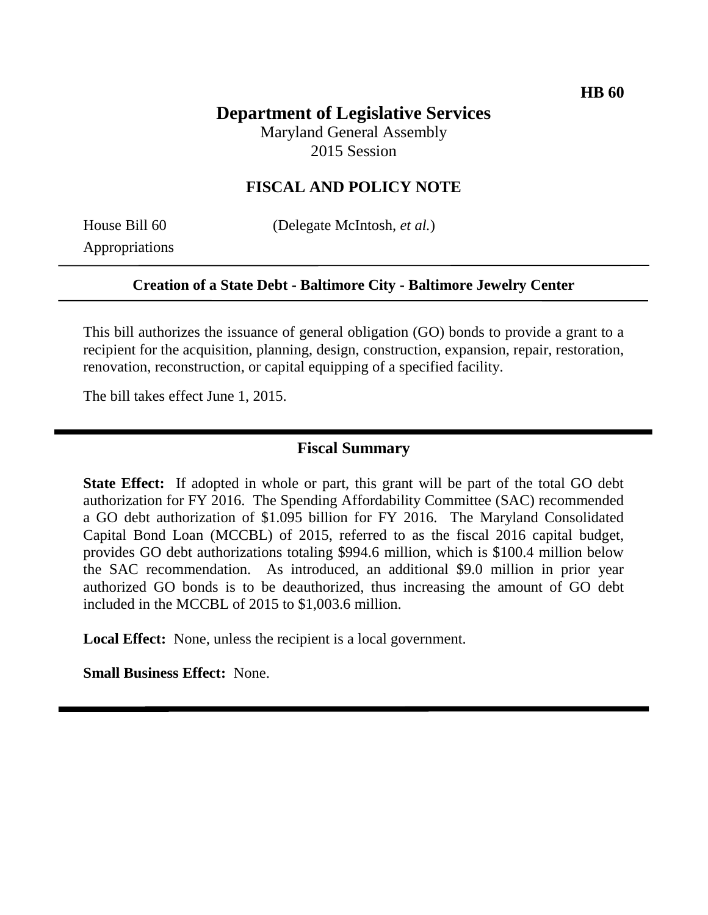**HB 60**

# Department of Legislative Services

Maryland General Assembly
2015 Session

## FISCAL AND POLICY NOTE

House Bill 60 (Delegate McIntosh, *et al.*)
Appropriations

---

**Creation of a State Debt - Baltimore City - Baltimore Jewelry Center**

---

This bill authorizes the issuance of general obligation (GO) bonds to provide a grant to a recipient for the acquisition, planning, design, construction, expansion, repair, restoration, renovation, reconstruction, or capital equipping of a specified facility.

The bill takes effect June 1, 2015.

---

## Fiscal Summary

**State Effect:** If adopted in whole or part, this grant will be part of the total GO debt authorization for FY 2016. The Spending Affordability Committee (SAC) recommended a GO debt authorization of $1.095 billion for FY 2016. The Maryland Consolidated Capital Bond Loan (MCCBL) of 2015, referred to as the fiscal 2016 capital budget, provides GO debt authorizations totaling $994.6 million, which is $100.4 million below the SAC recommendation. As introduced, an additional $9.0 million in prior year authorized GO bonds is to be deauthorized, thus increasing the amount of GO debt included in the MCCBL of 2015 to $1,003.6 million.

**Local Effect:** None, unless the recipient is a local government.

**Small Business Effect:** None.

---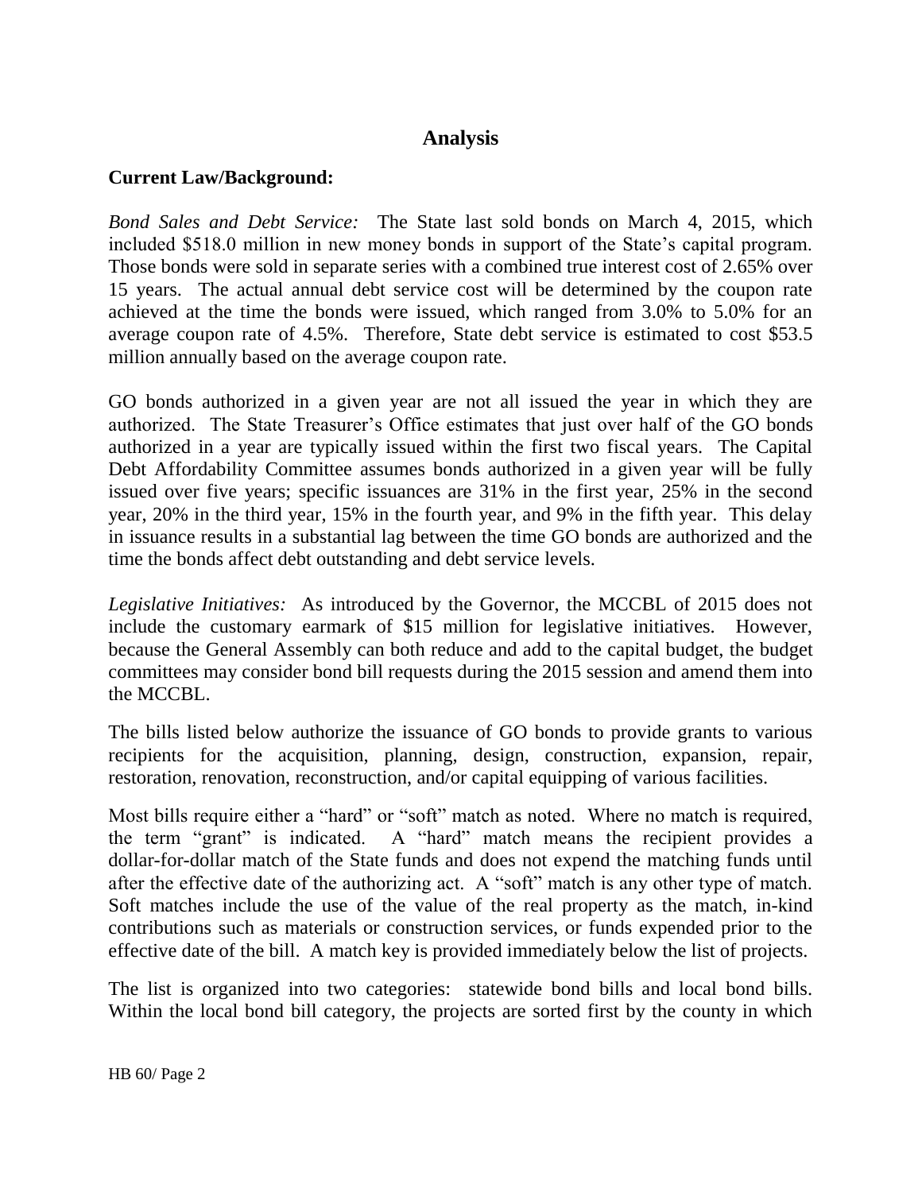# Analysis

**Current Law/Background:**

*Bond Sales and Debt Service:* The State last sold bonds on March 4, 2015, which included $518.0 million in new money bonds in support of the State's capital program. Those bonds were sold in separate series with a combined true interest cost of 2.65% over 15 years. The actual annual debt service cost will be determined by the coupon rate achieved at the time the bonds were issued, which ranged from 3.0% to 5.0% for an average coupon rate of 4.5%. Therefore, State debt service is estimated to cost $53.5 million annually based on the average coupon rate.

GO bonds authorized in a given year are not all issued the year in which they are authorized. The State Treasurer's Office estimates that just over half of the GO bonds authorized in a year are typically issued within the first two fiscal years. The Capital Debt Affordability Committee assumes bonds authorized in a given year will be fully issued over five years; specific issuances are 31% in the first year, 25% in the second year, 20% in the third year, 15% in the fourth year, and 9% in the fifth year. This delay in issuance results in a substantial lag between the time GO bonds are authorized and the time the bonds affect debt outstanding and debt service levels.

*Legislative Initiatives:* As introduced by the Governor, the MCCBL of 2015 does not include the customary earmark of $15 million for legislative initiatives. However, because the General Assembly can both reduce and add to the capital budget, the budget committees may consider bond bill requests during the 2015 session and amend them into the MCCBL.

The bills listed below authorize the issuance of GO bonds to provide grants to various recipients for the acquisition, planning, design, construction, expansion, repair, restoration, renovation, reconstruction, and/or capital equipping of various facilities.

Most bills require either a "hard" or "soft" match as noted. Where no match is required, the term "grant" is indicated. A "hard" match means the recipient provides a dollar-for-dollar match of the State funds and does not expend the matching funds until after the effective date of the authorizing act. A "soft" match is any other type of match. Soft matches include the use of the value of the real property as the match, in-kind contributions such as materials or construction services, or funds expended prior to the effective date of the bill. A match key is provided immediately below the list of projects.

The list is organized into two categories: statewide bond bills and local bond bills. Within the local bond bill category, the projects are sorted first by the county in which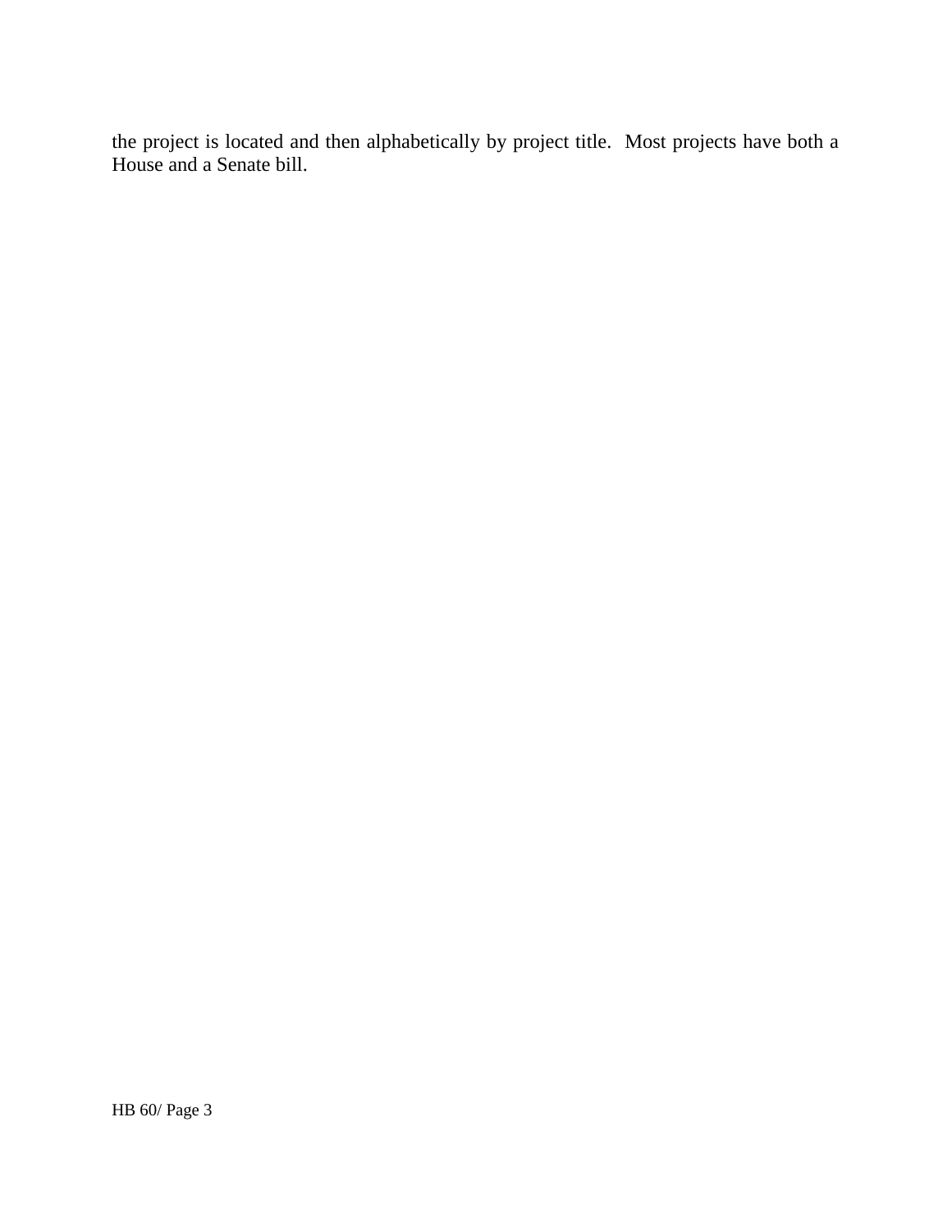the project is located and then alphabetically by project title. Most projects have both a House and a Senate bill.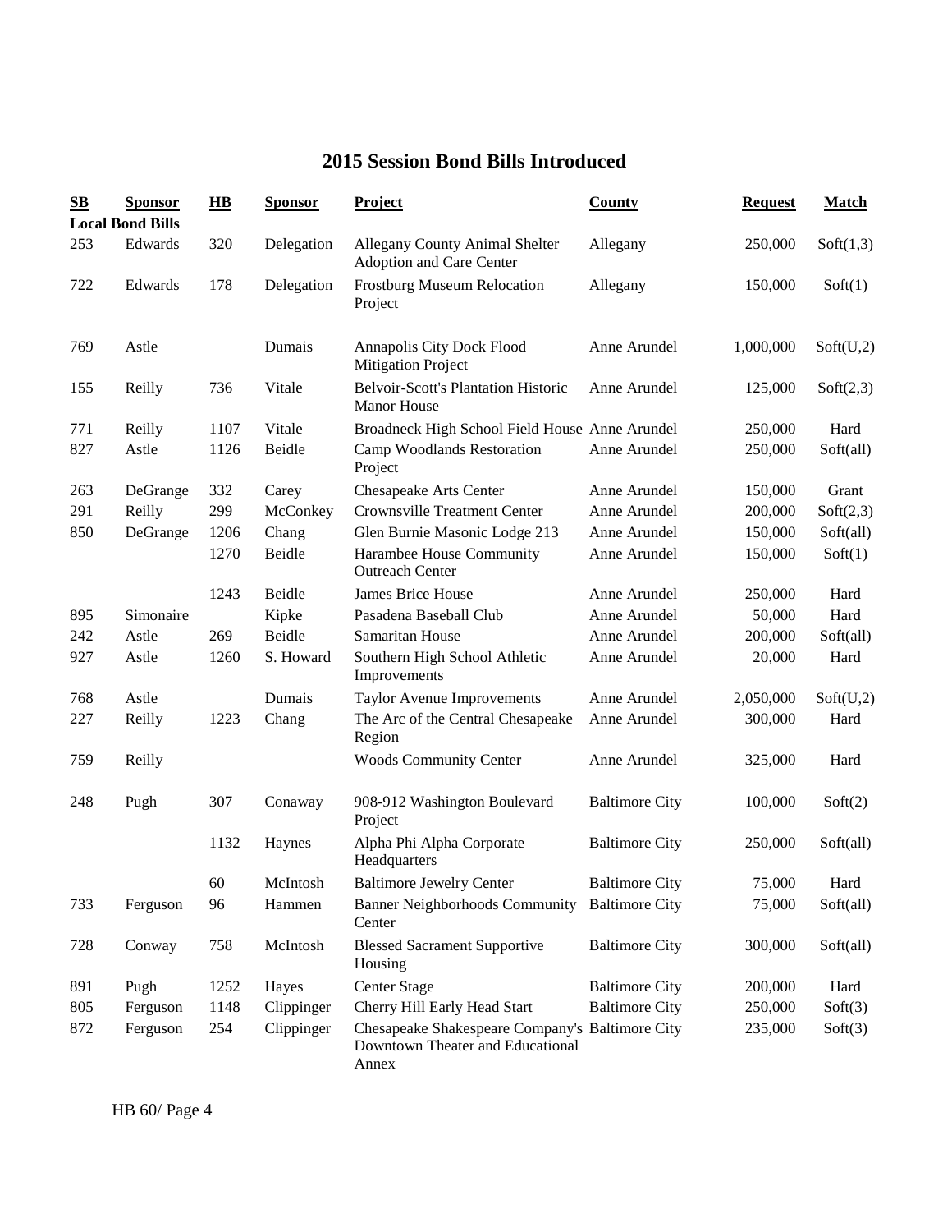# 2015 Session Bond Bills Introduced

| SB | Sponsor | HB | Sponsor | Project | County | Request | Match |
|---|---|---|---|---|---|---|---|
| **Local Bond Bills** | | | | | | | |
| 253 | Edwards | 320 | Delegation | Allegany County Animal Shelter Adoption and Care Center | Allegany | 250,000 | Soft(1,3) |
| 722 | Edwards | 178 | Delegation | Frostburg Museum Relocation Project | Allegany | 150,000 | Soft(1) |
| 769 | Astle | | Dumais | Annapolis City Dock Flood Mitigation Project | Anne Arundel | 1,000,000 | Soft(U,2) |
| 155 | Reilly | 736 | Vitale | Belvoir-Scott's Plantation Historic Manor House | Anne Arundel | 125,000 | Soft(2,3) |
| 771 | Reilly | 1107 | Vitale | Broadneck High School Field House | Anne Arundel | 250,000 | Hard |
| 827 | Astle | 1126 | Beidle | Camp Woodlands Restoration Project | Anne Arundel | 250,000 | Soft(all) |
| 263 | DeGrange | 332 | Carey | Chesapeake Arts Center | Anne Arundel | 150,000 | Grant |
| 291 | Reilly | 299 | McConkey | Crownsville Treatment Center | Anne Arundel | 200,000 | Soft(2,3) |
| 850 | DeGrange | 1206 | Chang | Glen Burnie Masonic Lodge 213 | Anne Arundel | 150,000 | Soft(all) |
| | | 1270 | Beidle | Harambee House Community Outreach Center | Anne Arundel | 150,000 | Soft(1) |
| | | 1243 | Beidle | James Brice House | Anne Arundel | 250,000 | Hard |
| 895 | Simonaire | | Kipke | Pasadena Baseball Club | Anne Arundel | 50,000 | Hard |
| 242 | Astle | 269 | Beidle | Samaritan House | Anne Arundel | 200,000 | Soft(all) |
| 927 | Astle | 1260 | S. Howard | Southern High School Athletic Improvements | Anne Arundel | 20,000 | Hard |
| 768 | Astle | | Dumais | Taylor Avenue Improvements | Anne Arundel | 2,050,000 | Soft(U,2) |
| 227 | Reilly | 1223 | Chang | The Arc of the Central Chesapeake Region | Anne Arundel | 300,000 | Hard |
| 759 | Reilly | | | Woods Community Center | Anne Arundel | 325,000 | Hard |
| 248 | Pugh | 307 | Conaway | 908-912 Washington Boulevard Project | Baltimore City | 100,000 | Soft(2) |
| | | 1132 | Haynes | Alpha Phi Alpha Corporate Headquarters | Baltimore City | 250,000 | Soft(all) |
| | | 60 | McIntosh | Baltimore Jewelry Center | Baltimore City | 75,000 | Hard |
| 733 | Ferguson | 96 | Hammen | Banner Neighborhoods Community Center | Baltimore City | 75,000 | Soft(all) |
| 728 | Conway | 758 | McIntosh | Blessed Sacrament Supportive Housing | Baltimore City | 300,000 | Soft(all) |
| 891 | Pugh | 1252 | Hayes | Center Stage | Baltimore City | 200,000 | Hard |
| 805 | Ferguson | 1148 | Clippinger | Cherry Hill Early Head Start | Baltimore City | 250,000 | Soft(3) |
| 872 | Ferguson | 254 | Clippinger | Chesapeake Shakespeare Company's Downtown Theater and Educational Annex | Baltimore City | 235,000 | Soft(3) |

HB 60/ Page 4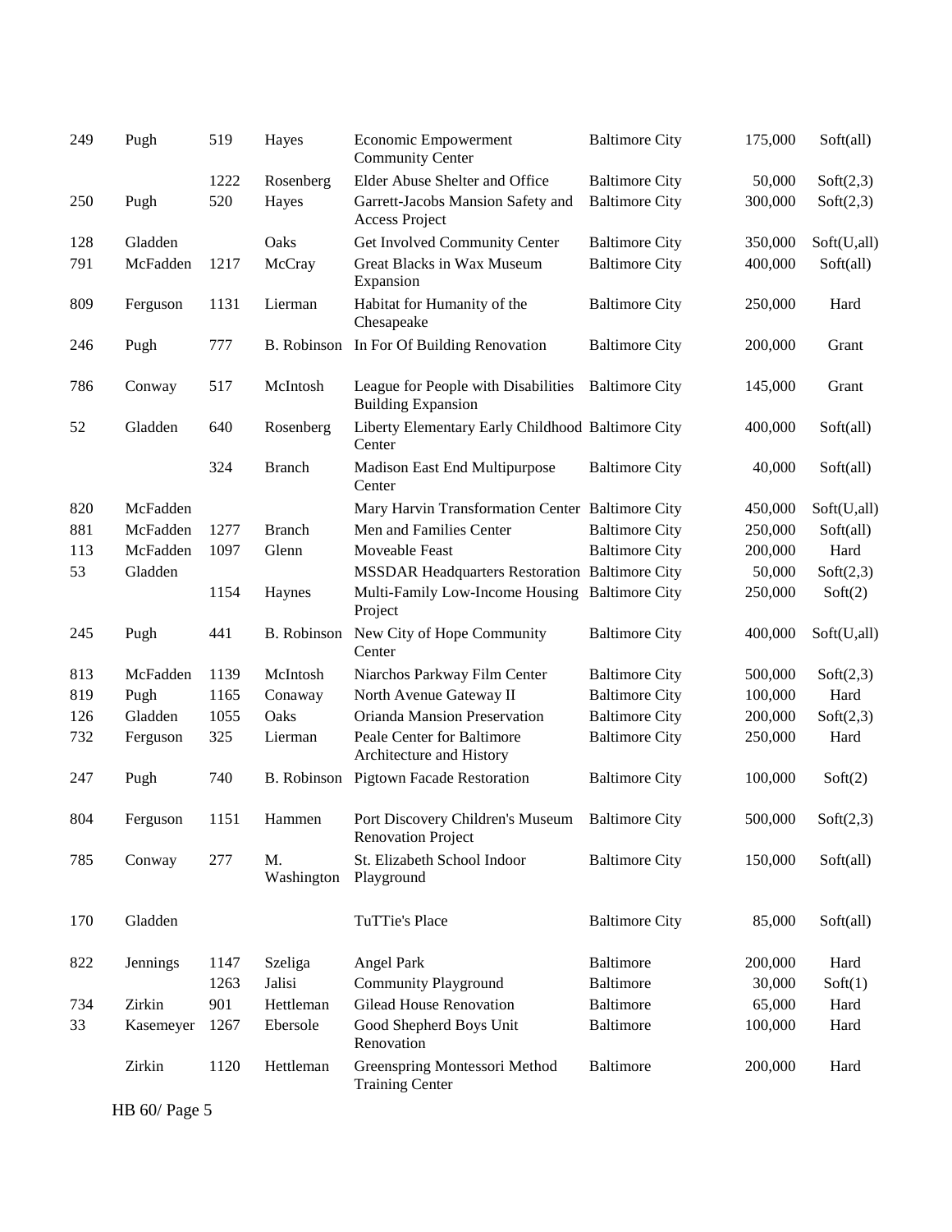| | | | | | | | |
|---|---|---|---|---|---|---|---|
| 249 | Pugh | 519 | Hayes | Economic Empowerment Community Center | Baltimore City | 175,000 | Soft(all) |
| | | 1222 | Rosenberg | Elder Abuse Shelter and Office | Baltimore City | 50,000 | Soft(2,3) |
| 250 | Pugh | 520 | Hayes | Garrett-Jacobs Mansion Safety and Access Project | Baltimore City | 300,000 | Soft(2,3) |
| 128 | Gladden | | Oaks | Get Involved Community Center | Baltimore City | 350,000 | Soft(U,all) |
| 791 | McFadden | 1217 | McCray | Great Blacks in Wax Museum Expansion | Baltimore City | 400,000 | Soft(all) |
| 809 | Ferguson | 1131 | Lierman | Habitat for Humanity of the Chesapeake | Baltimore City | 250,000 | Hard |
| 246 | Pugh | 777 | B. Robinson | In For Of Building Renovation | Baltimore City | 200,000 | Grant |
| 786 | Conway | 517 | McIntosh | League for People with Disabilities Building Expansion | Baltimore City | 145,000 | Grant |
| 52 | Gladden | 640 | Rosenberg | Liberty Elementary Early Childhood Center | Baltimore City | 400,000 | Soft(all) |
| | | 324 | Branch | Madison East End Multipurpose Center | Baltimore City | 40,000 | Soft(all) |
| 820 | McFadden | | | Mary Harvin Transformation Center | Baltimore City | 450,000 | Soft(U,all) |
| 881 | McFadden | 1277 | Branch | Men and Families Center | Baltimore City | 250,000 | Soft(all) |
| 113 | McFadden | 1097 | Glenn | Moveable Feast | Baltimore City | 200,000 | Hard |
| 53 | Gladden | | | MSSDAR Headquarters Restoration | Baltimore City | 50,000 | Soft(2,3) |
| | | 1154 | Haynes | Multi-Family Low-Income Housing Project | Baltimore City | 250,000 | Soft(2) |
| 245 | Pugh | 441 | B. Robinson | New City of Hope Community Center | Baltimore City | 400,000 | Soft(U,all) |
| 813 | McFadden | 1139 | McIntosh | Niarchos Parkway Film Center | Baltimore City | 500,000 | Soft(2,3) |
| 819 | Pugh | 1165 | Conaway | North Avenue Gateway II | Baltimore City | 100,000 | Hard |
| 126 | Gladden | 1055 | Oaks | Orianda Mansion Preservation | Baltimore City | 200,000 | Soft(2,3) |
| 732 | Ferguson | 325 | Lierman | Peale Center for Baltimore Architecture and History | Baltimore City | 250,000 | Hard |
| 247 | Pugh | 740 | B. Robinson | Pigtown Facade Restoration | Baltimore City | 100,000 | Soft(2) |
| 804 | Ferguson | 1151 | Hammen | Port Discovery Children's Museum Renovation Project | Baltimore City | 500,000 | Soft(2,3) |
| 785 | Conway | 277 | M. Washington | St. Elizabeth School Indoor Playground | Baltimore City | 150,000 | Soft(all) |
| 170 | Gladden | | | TuTTie's Place | Baltimore City | 85,000 | Soft(all) |
| 822 | Jennings | 1147 | Szeliga | Angel Park | Baltimore | 200,000 | Hard |
| | | 1263 | Jalisi | Community Playground | Baltimore | 30,000 | Soft(1) |
| 734 | Zirkin | 901 | Hettleman | Gilead House Renovation | Baltimore | 65,000 | Hard |
| 33 | Kasemeyer | 1267 | Ebersole | Good Shepherd Boys Unit Renovation | Baltimore | 100,000 | Hard |
| | Zirkin | 1120 | Hettleman | Greenspring Montessori Method Training Center | Baltimore | 200,000 | Hard |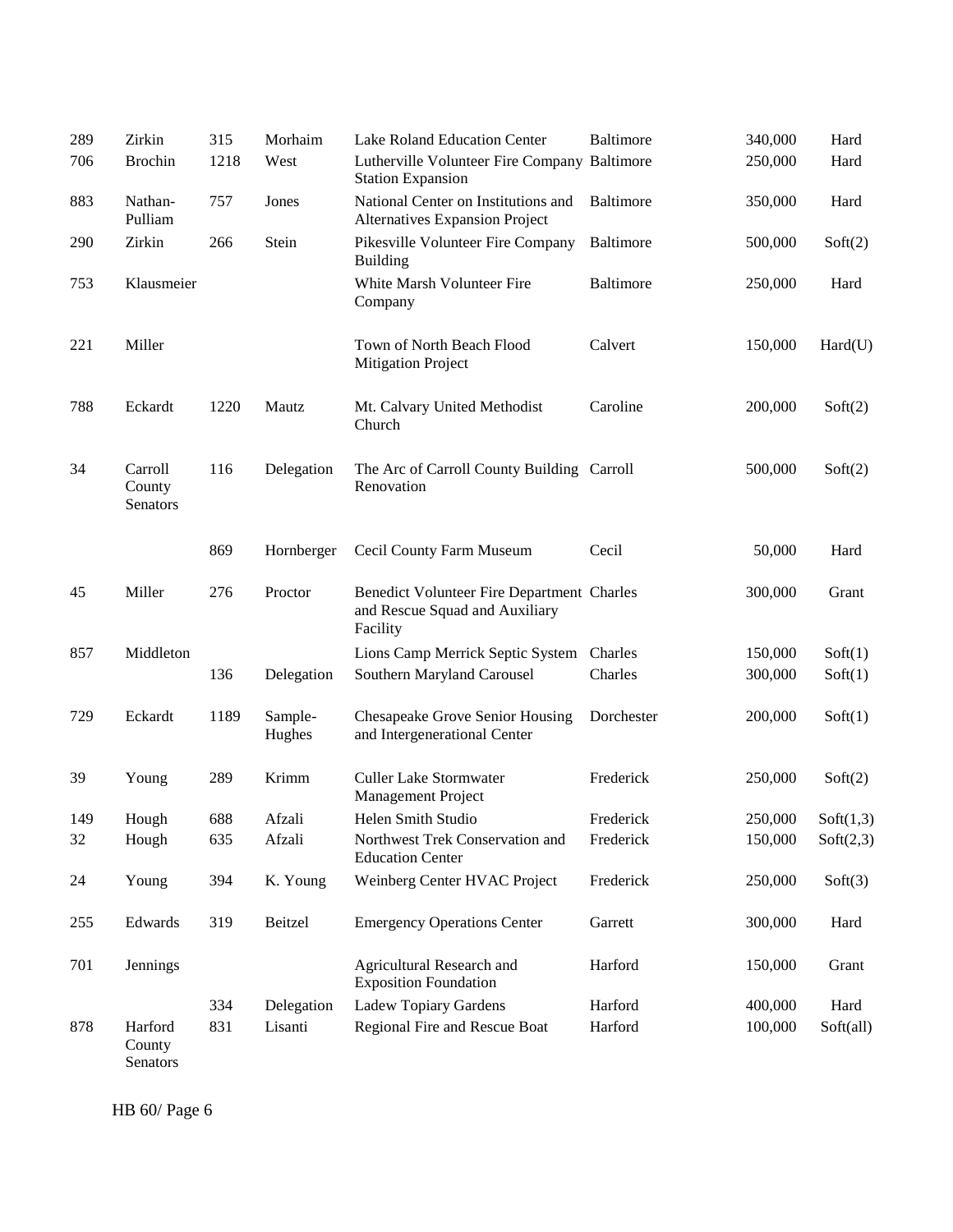| | | | | | | | |
|---|---|---|---|---|---|---|---|
| 289 | Zirkin | 315 | Morhaim | Lake Roland Education Center | Baltimore | 340,000 | Hard |
| 706 | Brochin | 1218 | West | Lutherville Volunteer Fire Company Station Expansion | Baltimore | 250,000 | Hard |
| 883 | Nathan-Pulliam | 757 | Jones | National Center on Institutions and Alternatives Expansion Project | Baltimore | 350,000 | Hard |
| 290 | Zirkin | 266 | Stein | Pikesville Volunteer Fire Company Building | Baltimore | 500,000 | Soft(2) |
| 753 | Klausmeier | | | White Marsh Volunteer Fire Company | Baltimore | 250,000 | Hard |
| 221 | Miller | | | Town of North Beach Flood Mitigation Project | Calvert | 150,000 | Hard(U) |
| 788 | Eckardt | 1220 | Mautz | Mt. Calvary United Methodist Church | Caroline | 200,000 | Soft(2) |
| 34 | Carroll County Senators | 116 | Delegation | The Arc of Carroll County Building Renovation | Carroll | 500,000 | Soft(2) |
| | | 869 | Hornberger | Cecil County Farm Museum | Cecil | 50,000 | Hard |
| 45 | Miller | 276 | Proctor | Benedict Volunteer Fire Department and Rescue Squad and Auxiliary Facility | Charles | 300,000 | Grant |
| 857 | Middleton | | | Lions Camp Merrick Septic System | Charles | 150,000 | Soft(1) |
| | | 136 | Delegation | Southern Maryland Carousel | Charles | 300,000 | Soft(1) |
| 729 | Eckardt | 1189 | Sample-Hughes | Chesapeake Grove Senior Housing and Intergenerational Center | Dorchester | 200,000 | Soft(1) |
| 39 | Young | 289 | Krimm | Culler Lake Stormwater Management Project | Frederick | 250,000 | Soft(2) |
| 149 | Hough | 688 | Afzali | Helen Smith Studio | Frederick | 250,000 | Soft(1,3) |
| 32 | Hough | 635 | Afzali | Northwest Trek Conservation and Education Center | Frederick | 150,000 | Soft(2,3) |
| 24 | Young | 394 | K. Young | Weinberg Center HVAC Project | Frederick | 250,000 | Soft(3) |
| 255 | Edwards | 319 | Beitzel | Emergency Operations Center | Garrett | 300,000 | Hard |
| 701 | Jennings | | | Agricultural Research and Exposition Foundation | Harford | 150,000 | Grant |
| | | 334 | Delegation | Ladew Topiary Gardens | Harford | 400,000 | Hard |
| 878 | Harford County Senators | 831 | Lisanti | Regional Fire and Rescue Boat | Harford | 100,000 | Soft(all) |

HB 60/ Page 6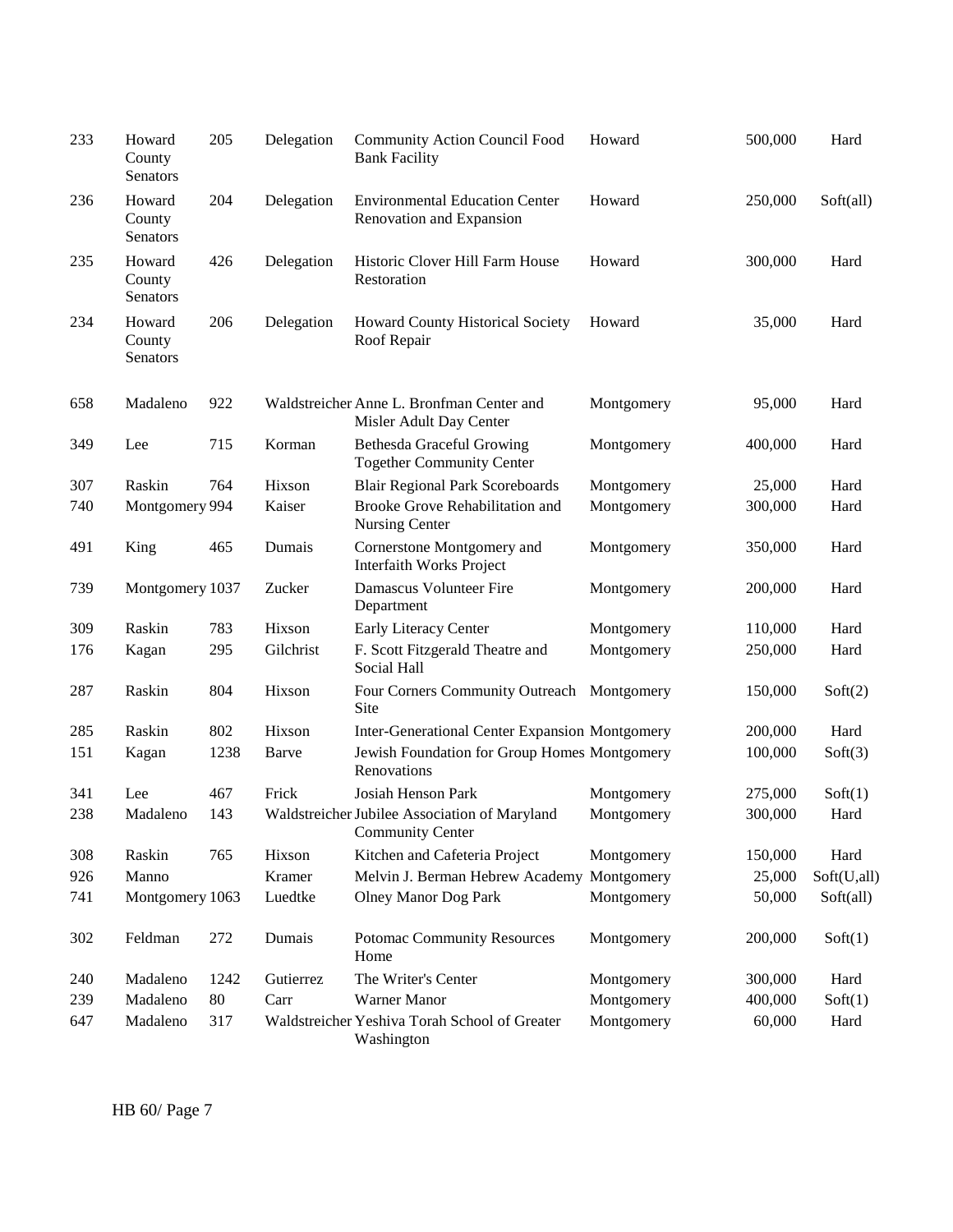| | | | | | | | |
|---|---|---|---|---|---|---|---|
| 233 | Howard County Senators | 205 | Delegation | Community Action Council Food Bank Facility | Howard | 500,000 | Hard |
| 236 | Howard County Senators | 204 | Delegation | Environmental Education Center Renovation and Expansion | Howard | 250,000 | Soft(all) |
| 235 | Howard County Senators | 426 | Delegation | Historic Clover Hill Farm House Restoration | Howard | 300,000 | Hard |
| 234 | Howard County Senators | 206 | Delegation | Howard County Historical Society Roof Repair | Howard | 35,000 | Hard |
| 658 | Madaleno | 922 | Waldstreicher | Anne L. Bronfman Center and Misler Adult Day Center | Montgomery | 95,000 | Hard |
| 349 | Lee | 715 | Korman | Bethesda Graceful Growing Together Community Center | Montgomery | 400,000 | Hard |
| 307 | Raskin | 764 | Hixson | Blair Regional Park Scoreboards | Montgomery | 25,000 | Hard |
| 740 | Montgomery | 994 | Kaiser | Brooke Grove Rehabilitation and Nursing Center | Montgomery | 300,000 | Hard |
| 491 | King | 465 | Dumais | Cornerstone Montgomery and Interfaith Works Project | Montgomery | 350,000 | Hard |
| 739 | Montgomery | 1037 | Zucker | Damascus Volunteer Fire Department | Montgomery | 200,000 | Hard |
| 309 | Raskin | 783 | Hixson | Early Literacy Center | Montgomery | 110,000 | Hard |
| 176 | Kagan | 295 | Gilchrist | F. Scott Fitzgerald Theatre and Social Hall | Montgomery | 250,000 | Hard |
| 287 | Raskin | 804 | Hixson | Four Corners Community Outreach Site | Montgomery | 150,000 | Soft(2) |
| 285 | Raskin | 802 | Hixson | Inter-Generational Center Expansion | Montgomery | 200,000 | Hard |
| 151 | Kagan | 1238 | Barve | Jewish Foundation for Group Homes Renovations | Montgomery | 100,000 | Soft(3) |
| 341 | Lee | 467 | Frick | Josiah Henson Park | Montgomery | 275,000 | Soft(1) |
| 238 | Madaleno | 143 | Waldstreicher | Jubilee Association of Maryland Community Center | Montgomery | 300,000 | Hard |
| 308 | Raskin | 765 | Hixson | Kitchen and Cafeteria Project | Montgomery | 150,000 | Hard |
| 926 | Manno | | Kramer | Melvin J. Berman Hebrew Academy | Montgomery | 25,000 | Soft(U,all) |
| 741 | Montgomery | 1063 | Luedtke | Olney Manor Dog Park | Montgomery | 50,000 | Soft(all) |
| 302 | Feldman | 272 | Dumais | Potomac Community Resources Home | Montgomery | 200,000 | Soft(1) |
| 240 | Madaleno | 1242 | Gutierrez | The Writer's Center | Montgomery | 300,000 | Hard |
| 239 | Madaleno | 80 | Carr | Warner Manor | Montgomery | 400,000 | Soft(1) |
| 647 | Madaleno | 317 | Waldstreicher | Yeshiva Torah School of Greater Washington | Montgomery | 60,000 | Hard |

HB 60/ Page 7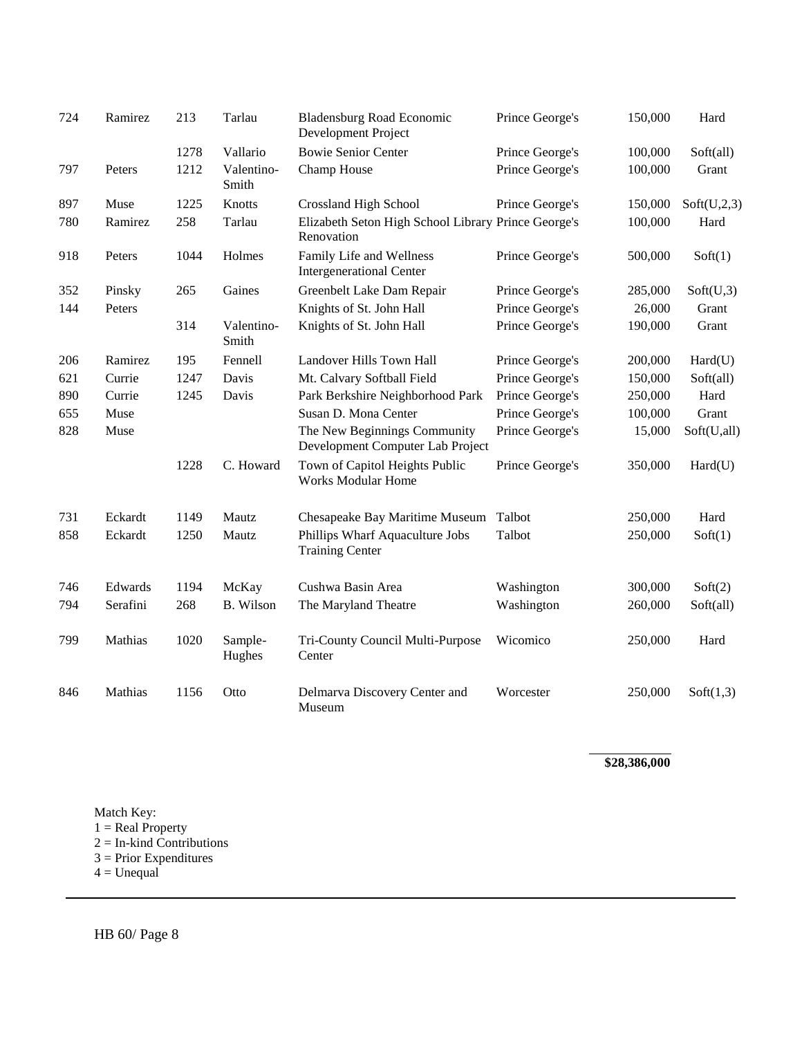| | | | | | | | |
|---|---|---|---|---|---|---|---|
| 724 | Ramirez | 213 | Tarlau | Bladensburg Road Economic Development Project | Prince George's | 150,000 | Hard |
| | | 1278 | Vallario | Bowie Senior Center | Prince George's | 100,000 | Soft(all) |
| 797 | Peters | 1212 | Valentino-Smith | Champ House | Prince George's | 100,000 | Grant |
| 897 | Muse | 1225 | Knotts | Crossland High School | Prince George's | 150,000 | Soft(U,2,3) |
| 780 | Ramirez | 258 | Tarlau | Elizabeth Seton High School Library Renovation | Prince George's | 100,000 | Hard |
| 918 | Peters | 1044 | Holmes | Family Life and Wellness Intergenerational Center | Prince George's | 500,000 | Soft(1) |
| 352 | Pinsky | 265 | Gaines | Greenbelt Lake Dam Repair | Prince George's | 285,000 | Soft(U,3) |
| 144 | Peters | | | Knights of St. John Hall | Prince George's | 26,000 | Grant |
| | | 314 | Valentino-Smith | Knights of St. John Hall | Prince George's | 190,000 | Grant |
| 206 | Ramirez | 195 | Fennell | Landover Hills Town Hall | Prince George's | 200,000 | Hard(U) |
| 621 | Currie | 1247 | Davis | Mt. Calvary Softball Field | Prince George's | 150,000 | Soft(all) |
| 890 | Currie | 1245 | Davis | Park Berkshire Neighborhood Park | Prince George's | 250,000 | Hard |
| 655 | Muse | | | Susan D. Mona Center | Prince George's | 100,000 | Grant |
| 828 | Muse | | | The New Beginnings Community Development Computer Lab Project | Prince George's | 15,000 | Soft(U,all) |
| | | 1228 | C. Howard | Town of Capitol Heights Public Works Modular Home | Prince George's | 350,000 | Hard(U) |
| 731 | Eckardt | 1149 | Mautz | Chesapeake Bay Maritime Museum | Talbot | 250,000 | Hard |
| 858 | Eckardt | 1250 | Mautz | Phillips Wharf Aquaculture Jobs Training Center | Talbot | 250,000 | Soft(1) |
| 746 | Edwards | 1194 | McKay | Cushwa Basin Area | Washington | 300,000 | Soft(2) |
| 794 | Serafini | 268 | B. Wilson | The Maryland Theatre | Washington | 260,000 | Soft(all) |
| 799 | Mathias | 1020 | Sample-Hughes | Tri-County Council Multi-Purpose Center | Wicomico | 250,000 | Hard |
| 846 | Mathias | 1156 | Otto | Delmarva Discovery Center and Museum | Worcester | 250,000 | Soft(1,3) |
| | | | | | | **$28,386,000** | |

Match Key:
1 = Real Property
2 = In-kind Contributions
3 = Prior Expenditures
4 = Unequal

HB 60/ Page 8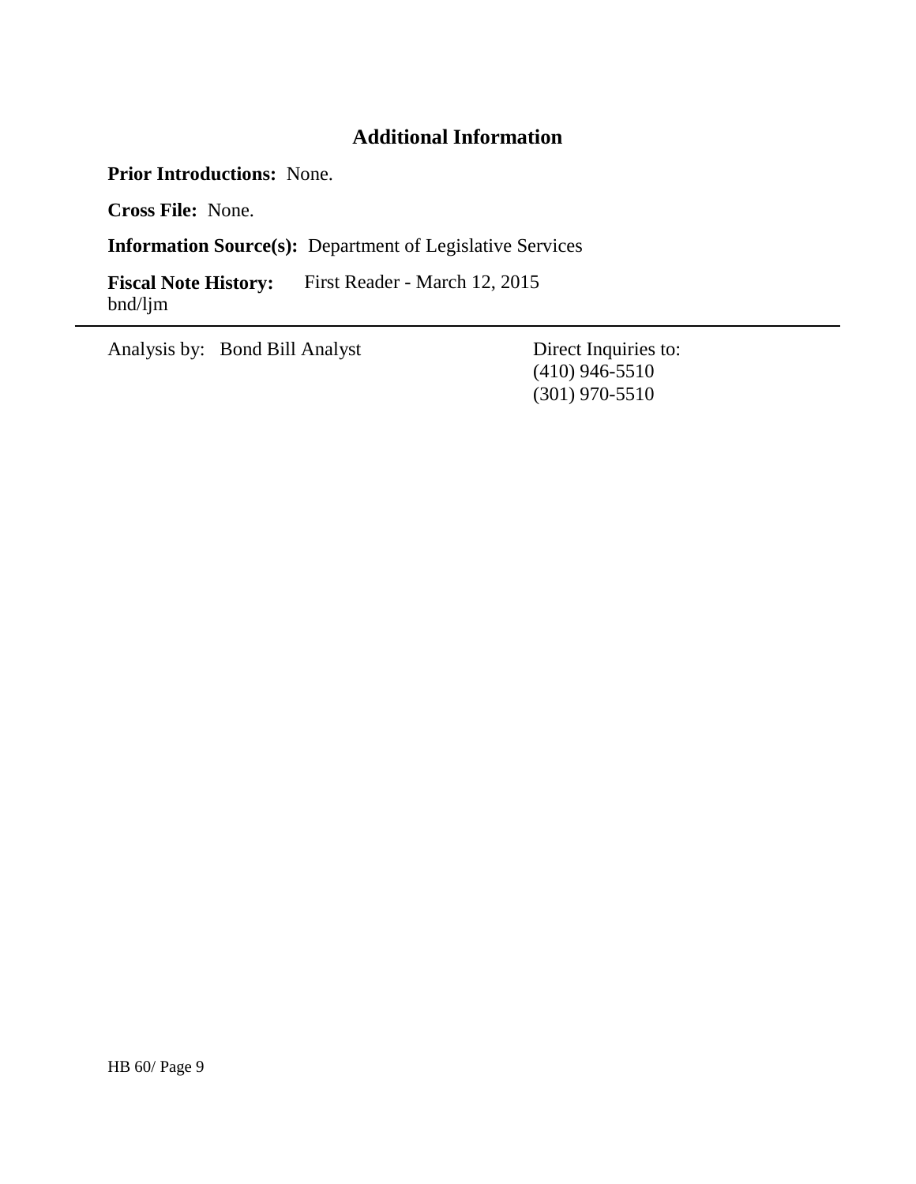## Additional Information

**Prior Introductions:** None.

**Cross File:** None.

**Information Source(s):** Department of Legislative Services

**Fiscal Note History:** First Reader - March 12, 2015
bnd/ljm

---

Analysis by: Bond Bill Analyst

Direct Inquiries to:
(410) 946-5510
(301) 970-5510